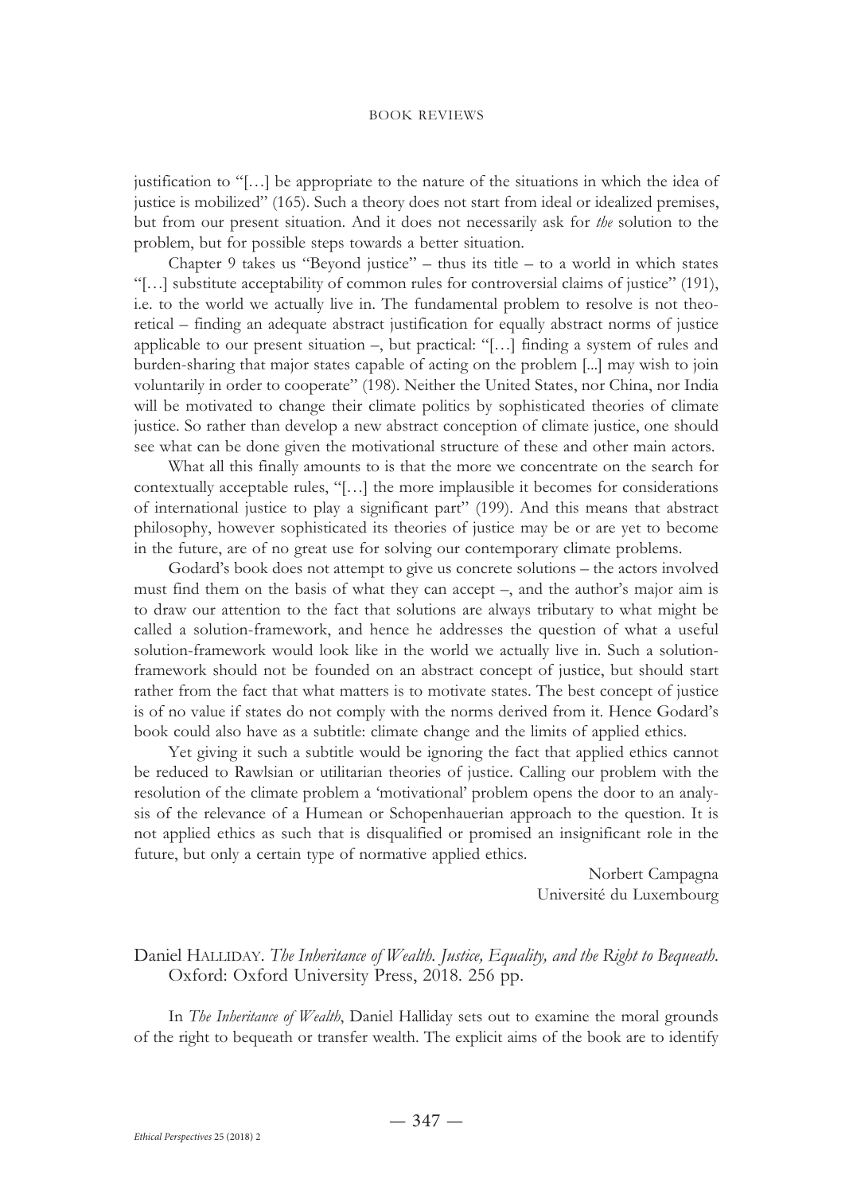justification to "[…] be appropriate to the nature of the situations in which the idea of justice is mobilized" (165). Such a theory does not start from ideal or idealized premises, but from our present situation. And it does not necessarily ask for *the* solution to the problem, but for possible steps towards a better situation.

Chapter 9 takes us "Beyond justice" – thus its title – to a world in which states "[…] substitute acceptability of common rules for controversial claims of justice" (191), i.e. to the world we actually live in. The fundamental problem to resolve is not theoretical – finding an adequate abstract justification for equally abstract norms of justice applicable to our present situation –, but practical: "[…] finding a system of rules and burden-sharing that major states capable of acting on the problem [...] may wish to join voluntarily in order to cooperate" (198). Neither the United States, nor China, nor India will be motivated to change their climate politics by sophisticated theories of climate justice. So rather than develop a new abstract conception of climate justice, one should see what can be done given the motivational structure of these and other main actors.

What all this finally amounts to is that the more we concentrate on the search for contextually acceptable rules, "[…] the more implausible it becomes for considerations of international justice to play a significant part" (199). And this means that abstract philosophy, however sophisticated its theories of justice may be or are yet to become in the future, are of no great use for solving our contemporary climate problems.

Godard's book does not attempt to give us concrete solutions – the actors involved must find them on the basis of what they can accept –, and the author's major aim is to draw our attention to the fact that solutions are always tributary to what might be called a solution-framework, and hence he addresses the question of what a useful solution-framework would look like in the world we actually live in. Such a solution-framework should not be founded on an abstract concept of justice, but should start rather from the fact that what matters is to motivate states. The best concept of justice is of no value if states do not comply with the norms derived from it. Hence Godard's book could also have as a subtitle: climate change and the limits of applied ethics.

Yet giving it such a subtitle would be ignoring the fact that applied ethics cannot be reduced to Rawlsian or utilitarian theories of justice. Calling our problem with the resolution of the climate problem a 'motivational' problem opens the door to an analysis of the relevance of a Humean or Schopenhauerian approach to the question. It is not applied ethics as such that is disqualified or promised an insignificant role in the future, but only a certain type of normative applied ethics.

Norbert Campagna
Université du Luxembourg

Daniel Halliday. *The Inheritance of Wealth. Justice, Equality, and the Right to Bequeath*. Oxford: Oxford University Press, 2018. 256 pp.

In *The Inheritance of Wealth*, Daniel Halliday sets out to examine the moral grounds of the right to bequeath or transfer wealth. The explicit aims of the book are to identify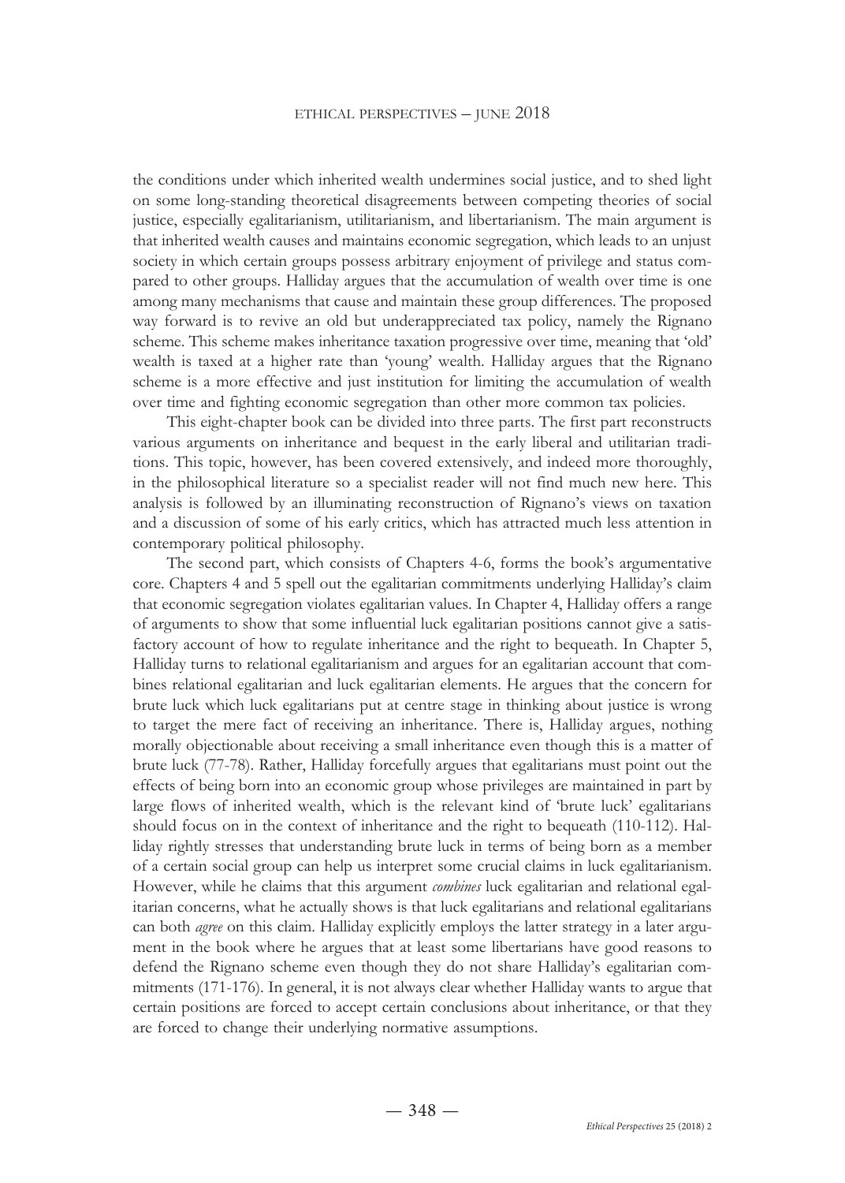the conditions under which inherited wealth undermines social justice, and to shed light on some long-standing theoretical disagreements between competing theories of social justice, especially egalitarianism, utilitarianism, and libertarianism. The main argument is that inherited wealth causes and maintains economic segregation, which leads to an unjust society in which certain groups possess arbitrary enjoyment of privilege and status compared to other groups. Halliday argues that the accumulation of wealth over time is one among many mechanisms that cause and maintain these group differences. The proposed way forward is to revive an old but underappreciated tax policy, namely the Rignano scheme. This scheme makes inheritance taxation progressive over time, meaning that 'old' wealth is taxed at a higher rate than 'young' wealth. Halliday argues that the Rignano scheme is a more effective and just institution for limiting the accumulation of wealth over time and fighting economic segregation than other more common tax policies.

This eight-chapter book can be divided into three parts. The first part reconstructs various arguments on inheritance and bequest in the early liberal and utilitarian traditions. This topic, however, has been covered extensively, and indeed more thoroughly, in the philosophical literature so a specialist reader will not find much new here. This analysis is followed by an illuminating reconstruction of Rignano's views on taxation and a discussion of some of his early critics, which has attracted much less attention in contemporary political philosophy.

The second part, which consists of Chapters 4-6, forms the book's argumentative core. Chapters 4 and 5 spell out the egalitarian commitments underlying Halliday's claim that economic segregation violates egalitarian values. In Chapter 4, Halliday offers a range of arguments to show that some influential luck egalitarian positions cannot give a satisfactory account of how to regulate inheritance and the right to bequeath. In Chapter 5, Halliday turns to relational egalitarianism and argues for an egalitarian account that combines relational egalitarian and luck egalitarian elements. He argues that the concern for brute luck which luck egalitarians put at centre stage in thinking about justice is wrong to target the mere fact of receiving an inheritance. There is, Halliday argues, nothing morally objectionable about receiving a small inheritance even though this is a matter of brute luck (77-78). Rather, Halliday forcefully argues that egalitarians must point out the effects of being born into an economic group whose privileges are maintained in part by large flows of inherited wealth, which is the relevant kind of 'brute luck' egalitarians should focus on in the context of inheritance and the right to bequeath (110-112). Halliday rightly stresses that understanding brute luck in terms of being born as a member of a certain social group can help us interpret some crucial claims in luck egalitarianism. However, while he claims that this argument *combines* luck egalitarian and relational egalitarian concerns, what he actually shows is that luck egalitarians and relational egalitarians can both *agree* on this claim. Halliday explicitly employs the latter strategy in a later argument in the book where he argues that at least some libertarians have good reasons to defend the Rignano scheme even though they do not share Halliday's egalitarian commitments (171-176). In general, it is not always clear whether Halliday wants to argue that certain positions are forced to accept certain conclusions about inheritance, or that they are forced to change their underlying normative assumptions.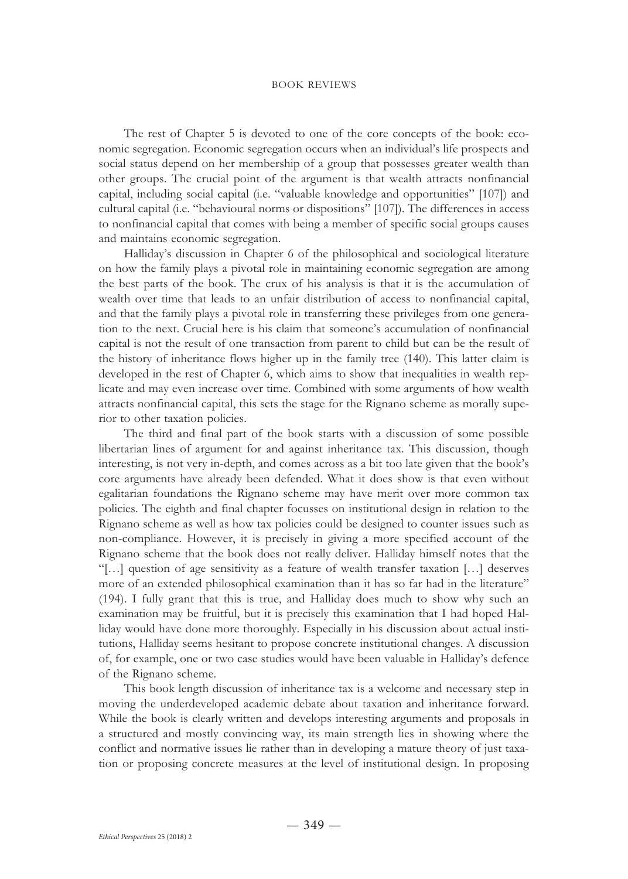The rest of Chapter 5 is devoted to one of the core concepts of the book: economic segregation. Economic segregation occurs when an individual's life prospects and social status depend on her membership of a group that possesses greater wealth than other groups. The crucial point of the argument is that wealth attracts nonfinancial capital, including social capital (i.e. "valuable knowledge and opportunities" [107]) and cultural capital (i.e. "behavioural norms or dispositions" [107]). The differences in access to nonfinancial capital that comes with being a member of specific social groups causes and maintains economic segregation.

Halliday's discussion in Chapter 6 of the philosophical and sociological literature on how the family plays a pivotal role in maintaining economic segregation are among the best parts of the book. The crux of his analysis is that it is the accumulation of wealth over time that leads to an unfair distribution of access to nonfinancial capital, and that the family plays a pivotal role in transferring these privileges from one generation to the next. Crucial here is his claim that someone's accumulation of nonfinancial capital is not the result of one transaction from parent to child but can be the result of the history of inheritance flows higher up in the family tree (140). This latter claim is developed in the rest of Chapter 6, which aims to show that inequalities in wealth replicate and may even increase over time. Combined with some arguments of how wealth attracts nonfinancial capital, this sets the stage for the Rignano scheme as morally superior to other taxation policies.

The third and final part of the book starts with a discussion of some possible libertarian lines of argument for and against inheritance tax. This discussion, though interesting, is not very in-depth, and comes across as a bit too late given that the book's core arguments have already been defended. What it does show is that even without egalitarian foundations the Rignano scheme may have merit over more common tax policies. The eighth and final chapter focusses on institutional design in relation to the Rignano scheme as well as how tax policies could be designed to counter issues such as non-compliance. However, it is precisely in giving a more specified account of the Rignano scheme that the book does not really deliver. Halliday himself notes that the "[…] question of age sensitivity as a feature of wealth transfer taxation […] deserves more of an extended philosophical examination than it has so far had in the literature" (194). I fully grant that this is true, and Halliday does much to show why such an examination may be fruitful, but it is precisely this examination that I had hoped Halliday would have done more thoroughly. Especially in his discussion about actual institutions, Halliday seems hesitant to propose concrete institutional changes. A discussion of, for example, one or two case studies would have been valuable in Halliday's defence of the Rignano scheme.

This book length discussion of inheritance tax is a welcome and necessary step in moving the underdeveloped academic debate about taxation and inheritance forward. While the book is clearly written and develops interesting arguments and proposals in a structured and mostly convincing way, its main strength lies in showing where the conflict and normative issues lie rather than in developing a mature theory of just taxation or proposing concrete measures at the level of institutional design. In proposing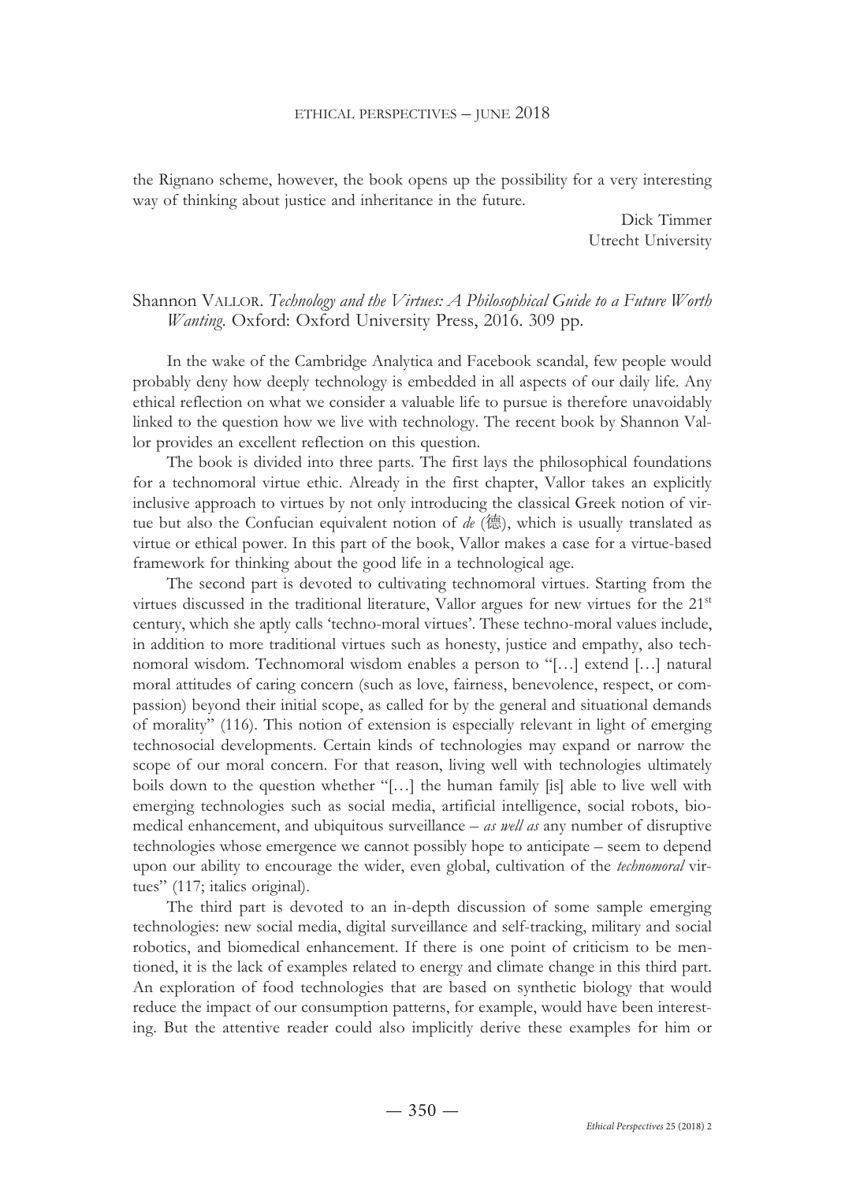the Rignano scheme, however, the book opens up the possibility for a very interesting way of thinking about justice and inheritance in the future.

Dick Timmer
Utrecht University

Shannon VALLOR. *Technology and the Virtues: A Philosophical Guide to a Future Worth Wanting*. Oxford: Oxford University Press, 2016. 309 pp.

In the wake of the Cambridge Analytica and Facebook scandal, few people would probably deny how deeply technology is embedded in all aspects of our daily life. Any ethical reflection on what we consider a valuable life to pursue is therefore unavoidably linked to the question how we live with technology. The recent book by Shannon Vallor provides an excellent reflection on this question.

The book is divided into three parts. The first lays the philosophical foundations for a technomoral virtue ethic. Already in the first chapter, Vallor takes an explicitly inclusive approach to virtues by not only introducing the classical Greek notion of virtue but also the Confucian equivalent notion of *de* (德), which is usually translated as virtue or ethical power. In this part of the book, Vallor makes a case for a virtue-based framework for thinking about the good life in a technological age.

The second part is devoted to cultivating technomoral virtues. Starting from the virtues discussed in the traditional literature, Vallor argues for new virtues for the 21st century, which she aptly calls 'techno-moral virtues'. These techno-moral values include, in addition to more traditional virtues such as honesty, justice and empathy, also technomoral wisdom. Technomoral wisdom enables a person to "[…] extend […] natural moral attitudes of caring concern (such as love, fairness, benevolence, respect, or compassion) beyond their initial scope, as called for by the general and situational demands of morality" (116). This notion of extension is especially relevant in light of emerging technosocial developments. Certain kinds of technologies may expand or narrow the scope of our moral concern. For that reason, living well with technologies ultimately boils down to the question whether "[…] the human family [is] able to live well with emerging technologies such as social media, artificial intelligence, social robots, biomedical enhancement, and ubiquitous surveillance – *as well as* any number of disruptive technologies whose emergence we cannot possibly hope to anticipate – seem to depend upon our ability to encourage the wider, even global, cultivation of the *technomoral* virtues" (117; italics original).

The third part is devoted to an in-depth discussion of some sample emerging technologies: new social media, digital surveillance and self-tracking, military and social robotics, and biomedical enhancement. If there is one point of criticism to be mentioned, it is the lack of examples related to energy and climate change in this third part. An exploration of food technologies that are based on synthetic biology that would reduce the impact of our consumption patterns, for example, would have been interesting. But the attentive reader could also implicitly derive these examples for him or